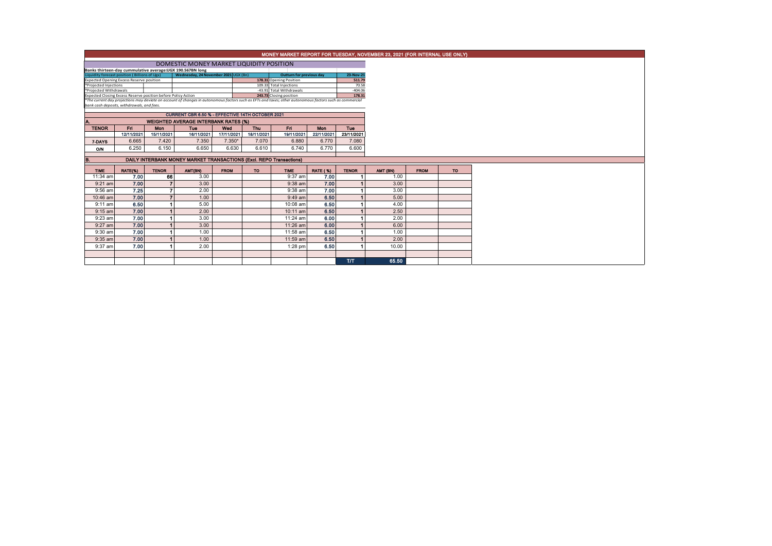# MONEY MARKET REPORT FOR TUESDAY, NOVEMBER 23, 2021 (FOR INTERNAL USE ONLY)

## DOMESTIC MONEY MARKET LIQUIDITY POSITION

**Banks thirteen-day cummulative average:UGX 190.567BN long**

| Liquidity forecast position ( Billions of Ugx) | Wednesday, 24 November 2021 UGX (Bn) | | Outturn for previous day | 23-Nov-21 |
|---|---|---|---|---|
| Expected Opening Excess Reserve position | | 178.31 | Opening Position | 511.79 |
| *Projected Injections | | 109.33 | Total Injections | 70.58 |
| *Projected Withdrawals | | -43.91 | Total Withdrawals | -404.06 |
| Expected Closing Excess Reserve position before Policy Action | | 243.73 | Closing position | 178.31 |

*The current day projections may deviate on account of changes in autonomous factors such as EFTs and taxes; other autonomous factors such as commercial bank cash deposits, withdrawals, and fees.

### CURRENT CBR 6.50 % - EFFECTIVE 14TH OCTOBER 2021

### A. WEIGHTED AVERAGE INTERBANK RATES (%)

| TENOR | Fri | Mon | Tue | Wed | Thu | Fri | Mon | Tue |
|---|---|---|---|---|---|---|---|---|
| | 12/11/2021 | 15/11/2021 | 16/11/2021 | 17/11/2021 | 18/11/2021 | 19/11/2021 | 22/11/2021 | 23/11/2021 |
| 7-DAYS | 6.665 | 7.420 | 7.350 | 7.350* | 7.070 | 6.880 | 6.770 | 7.080 |
| O/N | 6.250 | 6.150 | 6.650 | 6.630 | 6.610 | 6.740 | 6.770 | 6.600 |

### B. DAILY INTERBANK MONEY MARKET TRANSACTIONS (Excl. REPO Transactions)

| TIME | RATE(%) | TENOR | AMT(BN) | FROM | TO | TIME | RATE ( %) | TENOR | AMT (BN) | FROM | TO |
|---|---|---|---|---|---|---|---|---|---|---|---|
| 11:34 am | 7.00 | 66 | 3.00 | | | 9:37 am | 7.00 | 1 | 1.00 | | |
| 9:21 am | 7.00 | 7 | 3.00 | | | 9:38 am | 7.00 | 1 | 3.00 | | |
| 9:56 am | 7.25 | 7 | 2.00 | | | 9:38 am | 7.00 | 1 | 3.00 | | |
| 10:46 am | 7.00 | 7 | 1.00 | | | 9:49 am | 6.50 | 1 | 5.00 | | |
| 9:11 am | 6.50 | 1 | 5.00 | | | 10:08 am | 6.50 | 1 | 4.00 | | |
| 9:15 am | 7.00 | 1 | 2.00 | | | 10:11 am | 6.50 | 1 | 2.50 | | |
| 9:23 am | 7.00 | 1 | 3.00 | | | 11:24 am | 6.00 | 1 | 2.00 | | |
| 9:27 am | 7.00 | 1 | 3.00 | | | 11:26 am | 6.00 | 1 | 6.00 | | |
| 9:30 am | 7.00 | 1 | 1.00 | | | 11:58 am | 6.50 | 1 | 1.00 | | |
| 9:35 am | 7.00 | 1 | 1.00 | | | 11:59 am | 6.50 | 1 | 2.00 | | |
| 9:37 am | 7.00 | 1 | 2.00 | | | 1:28 pm | 6.50 | 1 | 10.00 | | |
| | | | | | | | | T/T | 65.50 | | |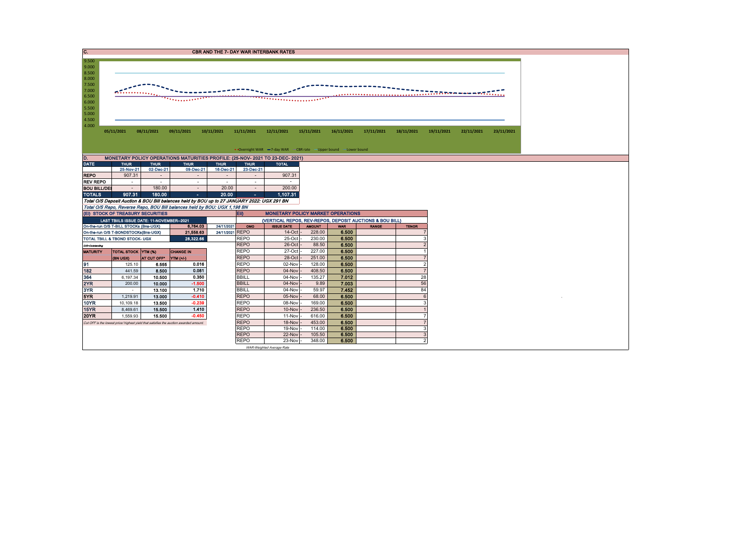## C. CBR AND THE 7- DAY WAR INTERBANK RATES

9.500
9.000
8.500
8.000
7.500
7.000
6.500
6.000
5.500
5.000
4.500
4.000

05/11/2021 08/11/2021 09/11/2021 10/11/2021 11/11/2021 12/11/2021 15/11/2021 16/11/2021 17/11/2021 18/11/2021 19/11/2021 22/11/2021 23/11/2021

Overnight WAR · 7-day WAR · CBR rate · Upper bound · Lower bound

## D. MONETARY POLICY OPERATIONS MATURITIES PROFILE: (25-NOV- 2021 TO 23-DEC- 2021)

| DATE | THUR | THUR | THUR | THUR | THUR | TOTAL |
|---|---|---|---|---|---|---|
| | 25-Nov-21 | 02-Dec-21 | 09-Dec-21 | 16-Dec-21 | 23-Dec-21 | |
| REPO | 907.31 | - | - | - | - | 907.31 |
| REV REPO | - | - | - | - | - | - |
| BOU BILL/DEI | - | 180.00 | - | 20.00 | - | 200.00 |
| TOTALS | 907.31 | 180.00 | - | 20.00 | - | 1,107.31 |

*Total O/S Deposit Auction & BOU Bill balances held by BOU up to 27 JANUARY 2022: UGX 291 BN*

*Total O/S Repo, Reverse Repo, BOU Bill balances held by BOU: UGX 1,198 BN*

### (EI) STOCK OF TREASURY SECURITIES

| LAST TBIILS ISSUE DATE: 11-NOVEMBER--2021 | | | |
|---|---|---|---|
| On-the-run O/S T-BILL STOCKs (Bns-UGX) | | 6,764.03 | 24/11/2021 |
| On-the-run O/S T-BONDSTOCKs(Bns-UGX) | | 21,558.63 | 24/11/2021 |
| TOTAL TBILL & TBOND STOCK- UGX | | 28,322.66 | |

*O/S=Outstanding*

| MATURITY | TOTAL STOCK (BN UGX) | YTM (%) AT CUT OFF* | CHANGE IN YTM (+/-) |
|---|---|---|---|
| 91 | 125.10 | 6.555 | 0.016 |
| 182 | 441.59 | 8.500 | 0.081 |
| 364 | 6,197.34 | 10.500 | 0.350 |
| 2YR | 200.00 | 10.000 | -1.500 |
| 3YR | - | 13.100 | 1.710 |
| 5YR | 1,219.91 | 13.000 | -0.410 |
| 10YR | 10,109.18 | 13.500 | -0.239 |
| 15YR | 8,469.61 | 15.500 | 1.410 |
| 20YR | 1,559.93 | 15.500 | -0.450 |

*Cut OFF is the lowest price/ highest yield that satisfies the auction awarded amount.*

### EII) MONETARY POLICY MARKET OPERATIONS

(VERTICAL REPOS, REV-REPOS, DEPOSIT AUCTIONS & BOU BILL)

| OMO | ISSUE DATE | AMOUNT | WAR | RANGE | TENOR |
|---|---|---|---|---|---|
| REPO | 14-Oct | 228.00 | 6.500 | | 7 |
| REPO | 25-Oct | 230.00 | 6.500 | | 3 |
| REPO | 26-Oct | 88.50 | 6.500 | | 2 |
| REPO | 27-Oct | 227.00 | 6.500 | | 1 |
| REPO | 28-Oct | 251.00 | 6.500 | | 7 |
| REPO | 02-Nov | 128.00 | 6.500 | | 2 |
| REPO | 04-Nov | 408.50 | 6.500 | | 7 |
| BBILL | 04-Nov | 135.27 | 7.012 | | 28 |
| BBILL | 04-Nov | 9.89 | 7.003 | | 56 |
| BBILL | 04-Nov | 59.97 | 7.452 | | 84 |
| REPO | 05-Nov | 68.00 | 6.500 | | 6 |
| REPO | 08-Nov | 169.00 | 6.500 | | 3 |
| REPO | 10-Nov | 236.50 | 6.500 | | 1 |
| REPO | 11-Nov | 616.00 | 6.500 | | 7 |
| REPO | 18-Nov | 453.00 | 6.500 | | 7 |
| REPO | 19-Nov | 114.00 | 6.500 | | 3 |
| REPO | 22-Nov | 105.50 | 6.500 | | 3 |
| REPO | 23-Nov | 348.00 | 6.500 | | 2 |

*WAR-Weighted Average Rate*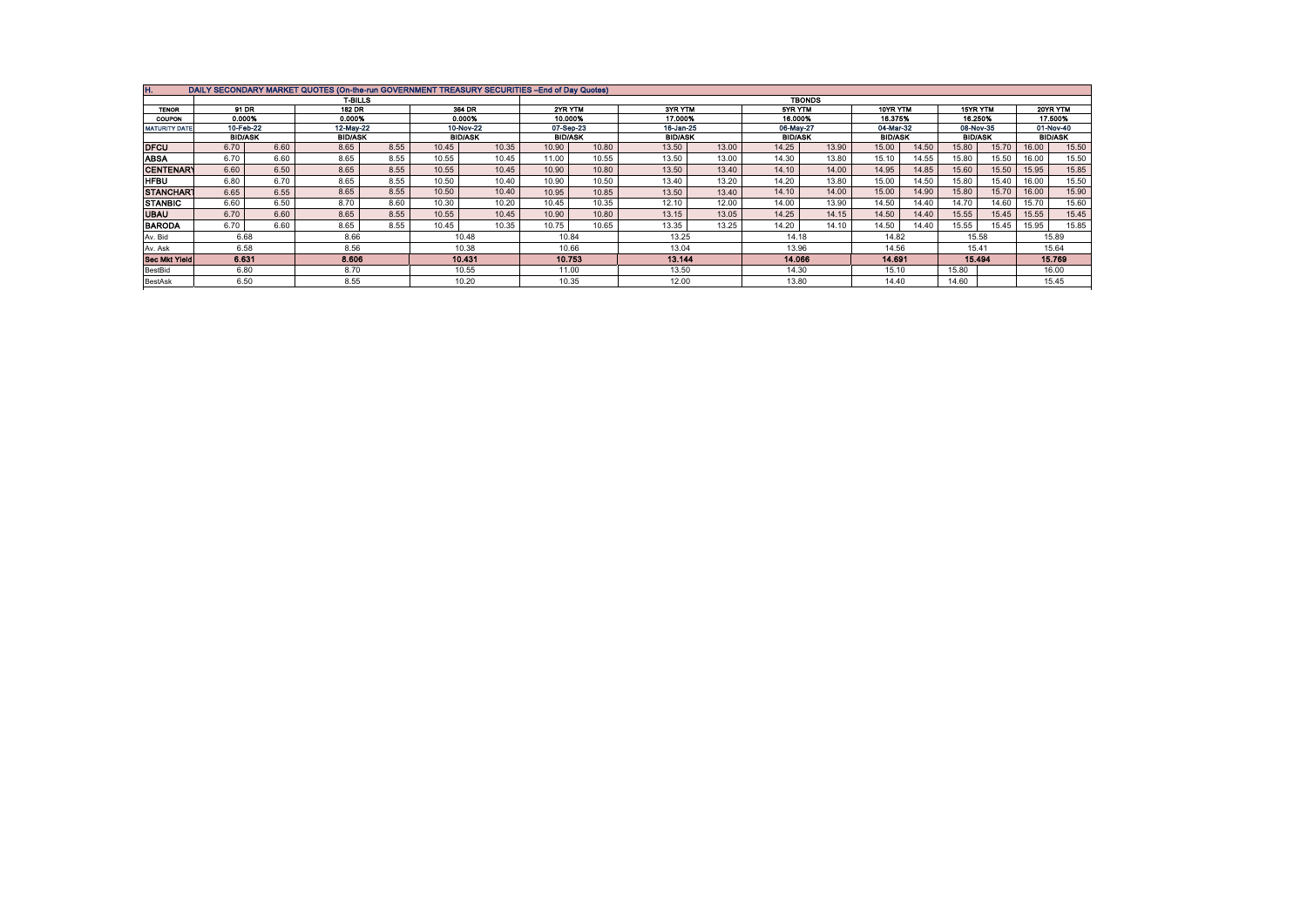## H. DAILY SECONDARY MARKET QUOTES (On-the-run GOVERNMENT TREASURY SECURITIES –End of Day Quotes)

| | T-BILLS | | | | | | TBONDS | | | | | | | | | | | |
|---|---|---|---|---|---|---|---|---|---|---|---|---|---|---|---|---|---|---|
| **TENOR** | **91 DR** | | **182 DR** | | **364 DR** | | **2YR YTM** | | **3YR YTM** | | **5YR YTM** | | **10YR YTM** | | **15YR YTM** | | **20YR YTM** | |
| **COUPON** | **0.000%** | | **0.000%** | | **0.000%** | | **10.000%** | | **17.000%** | | **16.000%** | | **16.375%** | | **16.250%** | | **17.500%** | |
| **MATURITY DATE** | **10-Feb-22** | | **12-May-22** | | **10-Nov-22** | | **07-Sep-23** | | **16-Jan-25** | | **06-May-27** | | **04-Mar-32** | | **08-Nov-35** | | **01-Nov-40** | |
| | **BID/ASK** | | **BID/ASK** | | **BID/ASK** | | **BID/ASK** | | **BID/ASK** | | **BID/ASK** | | **BID/ASK** | | **BID/ASK** | | **BID/ASK** | |
| **DFCU** | 6.70 | 6.60 | 8.65 | 8.55 | 10.45 | 10.35 | 10.90 | 10.80 | 13.50 | 13.00 | 14.25 | 13.90 | 15.00 | 14.50 | 15.80 | 15.70 | 16.00 | 15.50 |
| **ABSA** | 6.70 | 6.60 | 8.65 | 8.55 | 10.55 | 10.45 | 11.00 | 10.55 | 13.50 | 13.00 | 14.30 | 13.80 | 15.10 | 14.55 | 15.80 | 15.50 | 16.00 | 15.50 |
| **CENTENARY** | 6.60 | 6.50 | 8.65 | 8.55 | 10.55 | 10.45 | 10.90 | 10.80 | 13.50 | 13.40 | 14.10 | 14.00 | 14.95 | 14.85 | 15.60 | 15.50 | 15.95 | 15.85 |
| **HFBU** | 6.80 | 6.70 | 8.65 | 8.55 | 10.50 | 10.40 | 10.90 | 10.50 | 13.40 | 13.20 | 14.20 | 13.80 | 15.00 | 14.50 | 15.80 | 15.40 | 16.00 | 15.50 |
| **STANCHART** | 6.65 | 6.55 | 8.65 | 8.55 | 10.50 | 10.40 | 10.95 | 10.85 | 13.50 | 13.40 | 14.10 | 14.00 | 15.00 | 14.90 | 15.80 | 15.70 | 16.00 | 15.90 |
| **STANBIC** | 6.60 | 6.50 | 8.70 | 8.60 | 10.30 | 10.20 | 10.45 | 10.35 | 12.10 | 12.00 | 14.00 | 13.90 | 14.50 | 14.40 | 14.70 | 14.60 | 15.70 | 15.60 |
| **UBAU** | 6.70 | 6.60 | 8.65 | 8.55 | 10.55 | 10.45 | 10.90 | 10.80 | 13.15 | 13.05 | 14.25 | 14.15 | 14.50 | 14.40 | 15.55 | 15.45 | 15.55 | 15.45 |
| **BARODA** | 6.70 | 6.60 | 8.65 | 8.55 | 10.45 | 10.35 | 10.75 | 10.65 | 13.35 | 13.25 | 14.20 | 14.10 | 14.50 | 14.40 | 15.55 | 15.45 | 15.95 | 15.85 |
| Av. Bid | 6.68 | | 8.66 | | 10.48 | | 10.84 | | 13.25 | | 14.18 | | 14.82 | | 15.58 | | 15.89 | |
| Av. Ask | 6.58 | | 8.56 | | 10.38 | | 10.66 | | 13.04 | | 13.96 | | 14.56 | | 15.41 | | 15.64 | |
| **Sec Mkt Yield** | **6.631** | | **8.606** | | **10.431** | | **10.753** | | **13.144** | | **14.066** | | **14.691** | | **15.494** | | **15.769** | |
| BestBid | 6.80 | | 8.70 | | 10.55 | | 11.00 | | 13.50 | | 14.30 | | 15.10 | | 15.80 | | 16.00 | |
| BestAsk | 6.50 | | 8.55 | | 10.20 | | 10.35 | | 12.00 | | 13.80 | | 14.40 | | 14.60 | | 15.45 | |